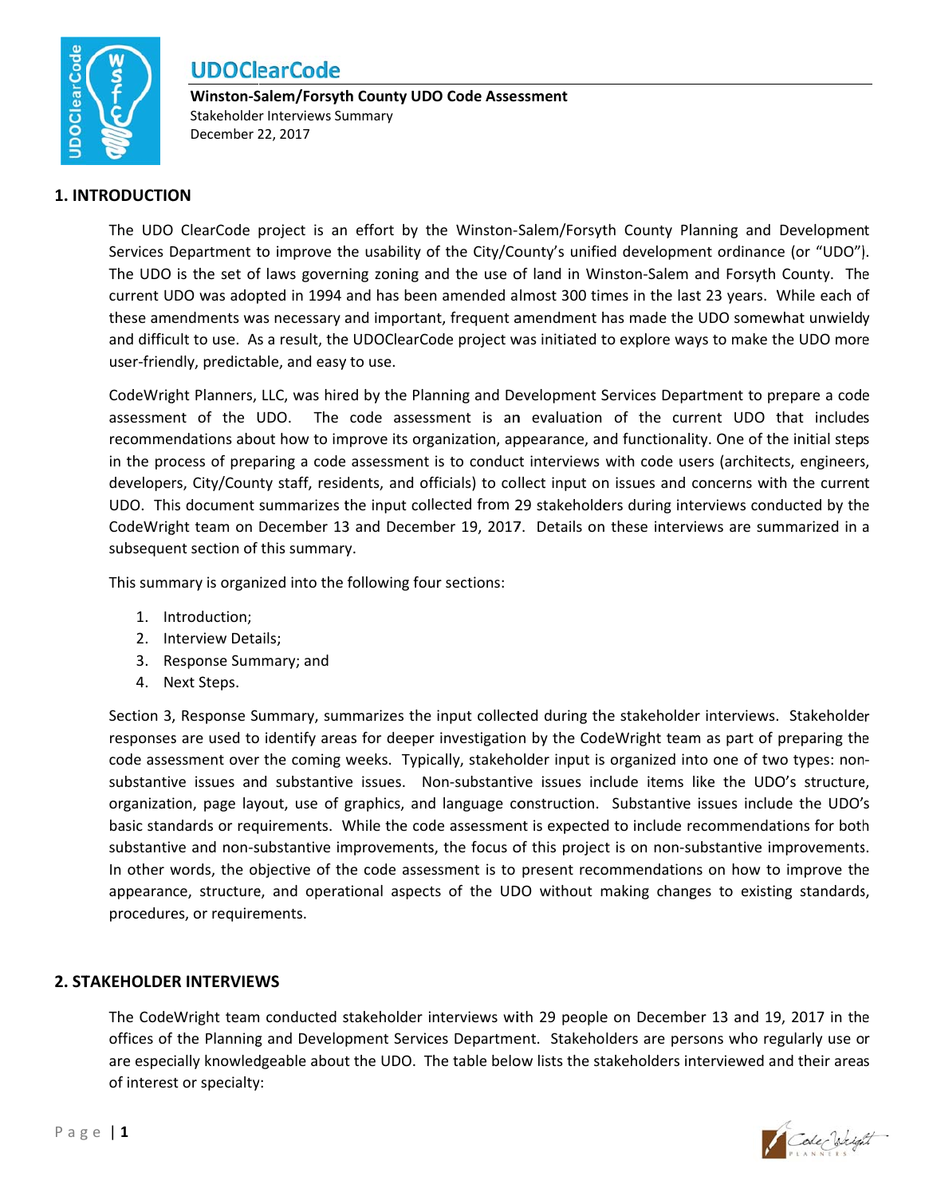# UDOClearCode

**Winston-Salem/Forsyth County UDO Code Assessment**
Stakeholder Interviews Summary
December 22, 2017

## 1. INTRODUCTION

The UDO ClearCode project is an effort by the Winston-Salem/Forsyth County Planning and Development Services Department to improve the usability of the City/County's unified development ordinance (or "UDO"). The UDO is the set of laws governing zoning and the use of land in Winston-Salem and Forsyth County. The current UDO was adopted in 1994 and has been amended almost 300 times in the last 23 years. While each of these amendments was necessary and important, frequent amendment has made the UDO somewhat unwieldy and difficult to use. As a result, the UDOClearCode project was initiated to explore ways to make the UDO more user-friendly, predictable, and easy to use.

CodeWright Planners, LLC, was hired by the Planning and Development Services Department to prepare a code assessment of the UDO. The code assessment is an evaluation of the current UDO that includes recommendations about how to improve its organization, appearance, and functionality. One of the initial steps in the process of preparing a code assessment is to conduct interviews with code users (architects, engineers, developers, City/County staff, residents, and officials) to collect input on issues and concerns with the current UDO. This document summarizes the input collected from 29 stakeholders during interviews conducted by the CodeWright team on December 13 and December 19, 2017. Details on these interviews are summarized in a subsequent section of this summary.

This summary is organized into the following four sections:

1. Introduction;
2. Interview Details;
3. Response Summary; and
4. Next Steps.

Section 3, Response Summary, summarizes the input collected during the stakeholder interviews. Stakeholder responses are used to identify areas for deeper investigation by the CodeWright team as part of preparing the code assessment over the coming weeks. Typically, stakeholder input is organized into one of two types: non-substantive issues and substantive issues. Non-substantive issues include items like the UDO's structure, organization, page layout, use of graphics, and language construction. Substantive issues include the UDO's basic standards or requirements. While the code assessment is expected to include recommendations for both substantive and non-substantive improvements, the focus of this project is on non-substantive improvements. In other words, the objective of the code assessment is to present recommendations on how to improve the appearance, structure, and operational aspects of the UDO without making changes to existing standards, procedures, or requirements.

## 2. STAKEHOLDER INTERVIEWS

The CodeWright team conducted stakeholder interviews with 29 people on December 13 and 19, 2017 in the offices of the Planning and Development Services Department. Stakeholders are persons who regularly use or are especially knowledgeable about the UDO. The table below lists the stakeholders interviewed and their areas of interest or specialty: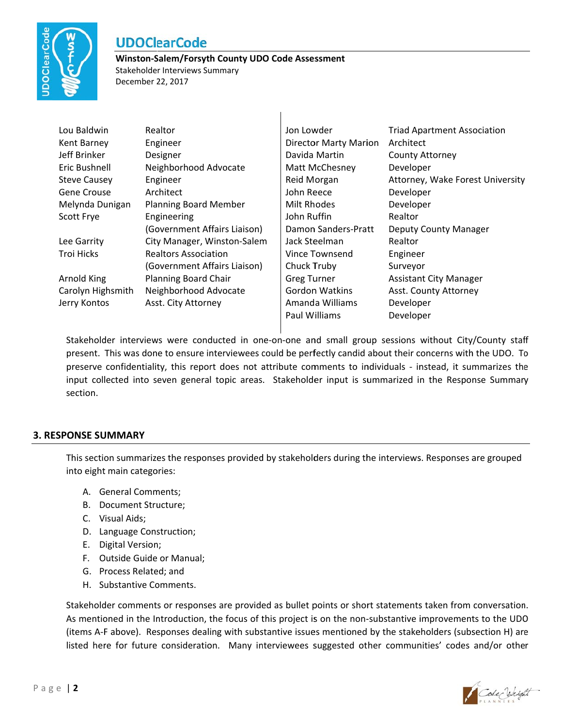# UDOClearCode

**Winston-Salem/Forsyth County UDO Code Assessment**
Stakeholder Interviews Summary
December 22, 2017

| Name | Role | Name | Role |
|---|---|---|---|
| Lou Baldwin | Realtor | Jon Lowder | Triad Apartment Association |
| Kent Barney | Engineer | Director Marty Marion | Architect |
| Jeff Brinker | Designer | Davida Martin | County Attorney |
| Eric Bushnell | Neighborhood Advocate | Matt McChesney | Developer |
| Steve Causey | Engineer | Reid Morgan | Attorney, Wake Forest University |
| Gene Crouse | Architect | John Reece | Developer |
| Melynda Dunigan | Planning Board Member | Milt Rhodes | Developer |
| Scott Frye | Engineering (Government Affairs Liaison) | John Ruffin | Realtor |
| | | Damon Sanders-Pratt | Deputy County Manager |
| Lee Garrity | City Manager, Winston-Salem | Jack Steelman | Realtor |
| Troi Hicks | Realtors Association (Government Affairs Liaison) | Vince Townsend | Engineer |
| | | Chuck Truby | Surveyor |
| Arnold King | Planning Board Chair | Greg Turner | Assistant City Manager |
| Carolyn Highsmith | Neighborhood Advocate | Gordon Watkins | Asst. County Attorney |
| Jerry Kontos | Asst. City Attorney | Amanda Williams | Developer |
| | | Paul Williams | Developer |

Stakeholder interviews were conducted in one-on-one and small group sessions without City/County staff present. This was done to ensure interviewees could be perfectly candid about their concerns with the UDO. To preserve confidentiality, this report does not attribute comments to individuals - instead, it summarizes the input collected into seven general topic areas. Stakeholder input is summarized in the Response Summary section.

## 3. RESPONSE SUMMARY

This section summarizes the responses provided by stakeholders during the interviews. Responses are grouped into eight main categories:

A. General Comments;
B. Document Structure;
C. Visual Aids;
D. Language Construction;
E. Digital Version;
F. Outside Guide or Manual;
G. Process Related; and
H. Substantive Comments.

Stakeholder comments or responses are provided as bullet points or short statements taken from conversation. As mentioned in the Introduction, the focus of this project is on the non-substantive improvements to the UDO (items A-F above). Responses dealing with substantive issues mentioned by the stakeholders (subsection H) are listed here for future consideration. Many interviewees suggested other communities' codes and/or other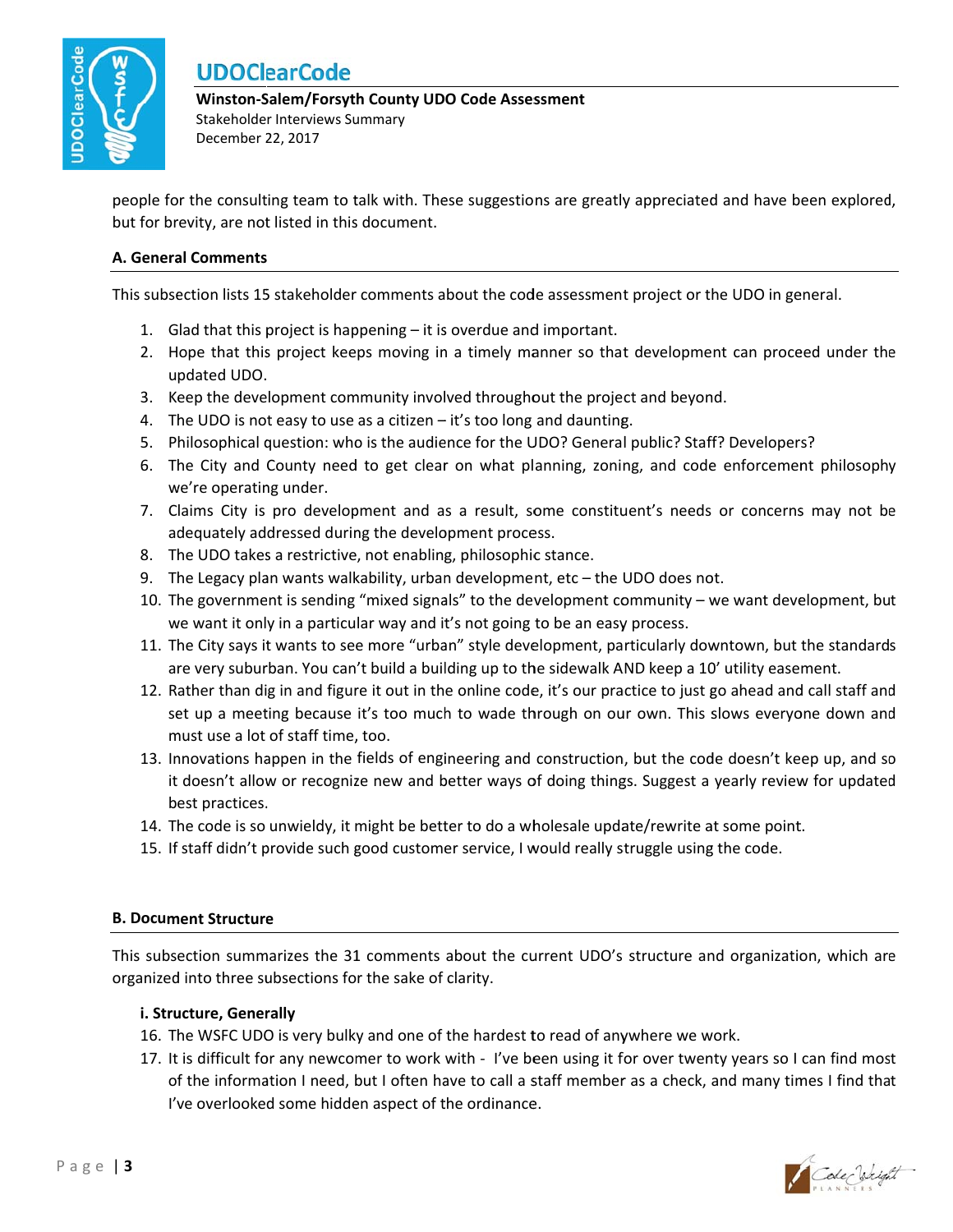people for the consulting team to talk with. These suggestions are greatly appreciated and have been explored, but for brevity, are not listed in this document.

### A. General Comments

This subsection lists 15 stakeholder comments about the code assessment project or the UDO in general.

1. Glad that this project is happening – it is overdue and important.
2. Hope that this project keeps moving in a timely manner so that development can proceed under the updated UDO.
3. Keep the development community involved throughout the project and beyond.
4. The UDO is not easy to use as a citizen – it's too long and daunting.
5. Philosophical question: who is the audience for the UDO? General public? Staff? Developers?
6. The City and County need to get clear on what planning, zoning, and code enforcement philosophy we're operating under.
7. Claims City is pro development and as a result, some constituent's needs or concerns may not be adequately addressed during the development process.
8. The UDO takes a restrictive, not enabling, philosophic stance.
9. The Legacy plan wants walkability, urban development, etc – the UDO does not.
10. The government is sending "mixed signals" to the development community – we want development, but we want it only in a particular way and it's not going to be an easy process.
11. The City says it wants to see more "urban" style development, particularly downtown, but the standards are very suburban. You can't build a building up to the sidewalk AND keep a 10' utility easement.
12. Rather than dig in and figure it out in the online code, it's our practice to just go ahead and call staff and set up a meeting because it's too much to wade through on our own. This slows everyone down and must use a lot of staff time, too.
13. Innovations happen in the fields of engineering and construction, but the code doesn't keep up, and so it doesn't allow or recognize new and better ways of doing things. Suggest a yearly review for updated best practices.
14. The code is so unwieldy, it might be better to do a wholesale update/rewrite at some point.
15. If staff didn't provide such good customer service, I would really struggle using the code.

### B. Document Structure

This subsection summarizes the 31 comments about the current UDO's structure and organization, which are organized into three subsections for the sake of clarity.

#### i. Structure, Generally

16. The WSFC UDO is very bulky and one of the hardest to read of anywhere we work.
17. It is difficult for any newcomer to work with - I've been using it for over twenty years so I can find most of the information I need, but I often have to call a staff member as a check, and many times I find that I've overlooked some hidden aspect of the ordinance.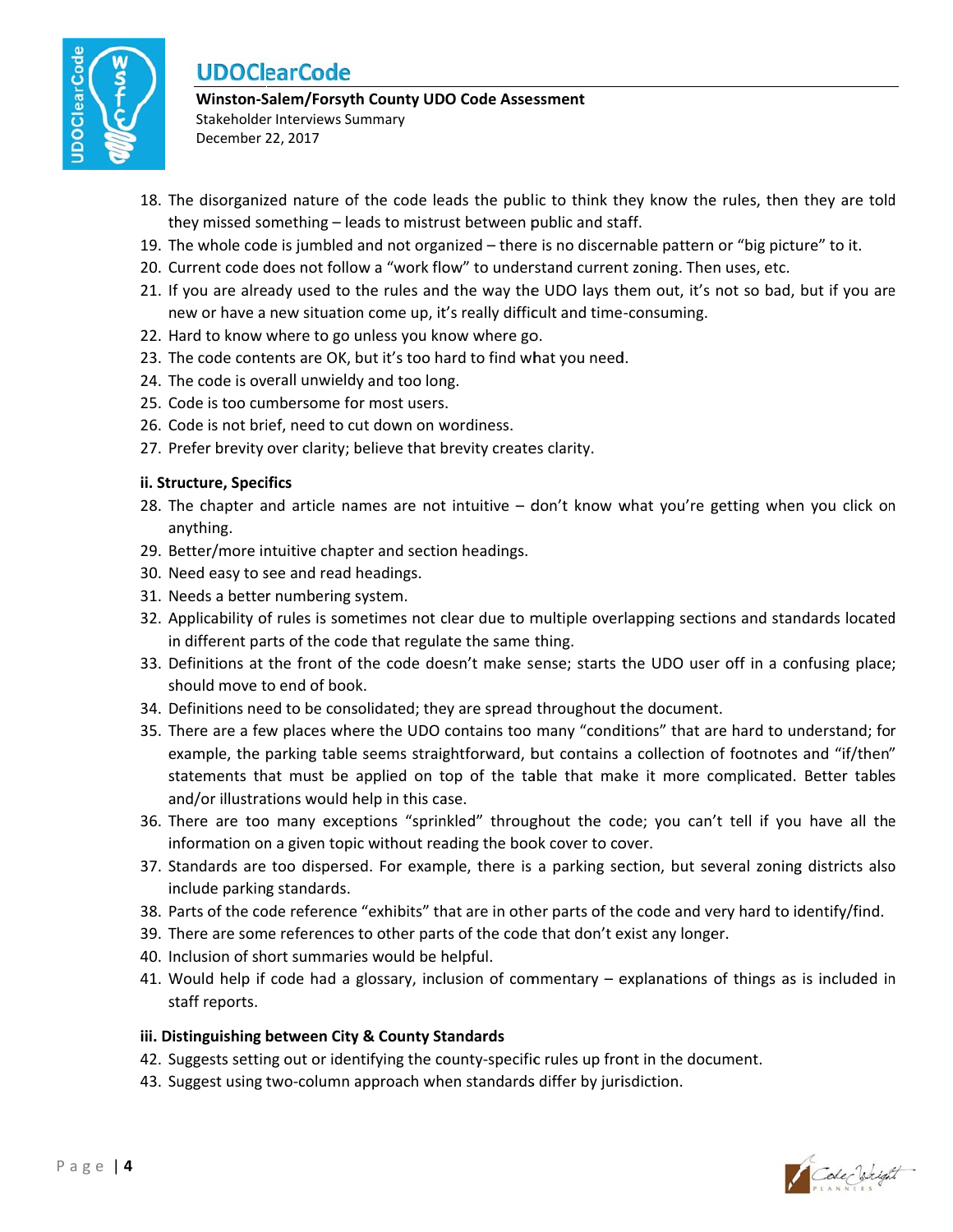18. The disorganized nature of the code leads the public to think they know the rules, then they are told they missed something – leads to mistrust between public and staff.
19. The whole code is jumbled and not organized – there is no discernable pattern or "big picture" to it.
20. Current code does not follow a "work flow" to understand current zoning. Then uses, etc.
21. If you are already used to the rules and the way the UDO lays them out, it's not so bad, but if you are new or have a new situation come up, it's really difficult and time-consuming.
22. Hard to know where to go unless you know where go.
23. The code contents are OK, but it's too hard to find what you need.
24. The code is overall unwieldy and too long.
25. Code is too cumbersome for most users.
26. Code is not brief, need to cut down on wordiness.
27. Prefer brevity over clarity; believe that brevity creates clarity.

**ii. Structure, Specifics**

28. The chapter and article names are not intuitive – don't know what you're getting when you click on anything.
29. Better/more intuitive chapter and section headings.
30. Need easy to see and read headings.
31. Needs a better numbering system.
32. Applicability of rules is sometimes not clear due to multiple overlapping sections and standards located in different parts of the code that regulate the same thing.
33. Definitions at the front of the code doesn't make sense; starts the UDO user off in a confusing place; should move to end of book.
34. Definitions need to be consolidated; they are spread throughout the document.
35. There are a few places where the UDO contains too many "conditions" that are hard to understand; for example, the parking table seems straightforward, but contains a collection of footnotes and "if/then" statements that must be applied on top of the table that make it more complicated. Better tables and/or illustrations would help in this case.
36. There are too many exceptions "sprinkled" throughout the code; you can't tell if you have all the information on a given topic without reading the book cover to cover.
37. Standards are too dispersed. For example, there is a parking section, but several zoning districts also include parking standards.
38. Parts of the code reference "exhibits" that are in other parts of the code and very hard to identify/find.
39. There are some references to other parts of the code that don't exist any longer.
40. Inclusion of short summaries would be helpful.
41. Would help if code had a glossary, inclusion of commentary – explanations of things as is included in staff reports.

**iii. Distinguishing between City & County Standards**

42. Suggests setting out or identifying the county-specific rules up front in the document.
43. Suggest using two-column approach when standards differ by jurisdiction.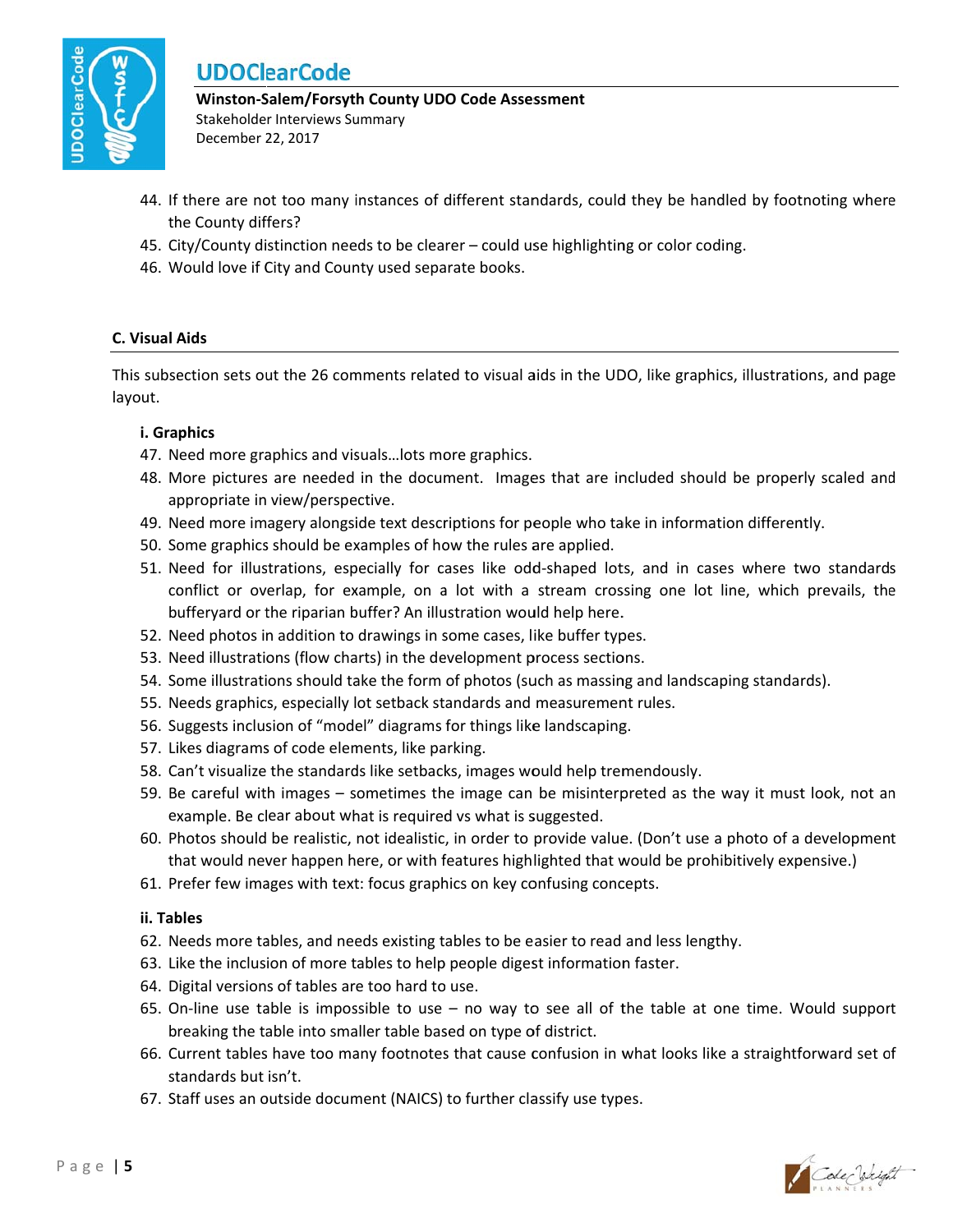44. If there are not too many instances of different standards, could they be handled by footnoting where the County differs?
45. City/County distinction needs to be clearer – could use highlighting or color coding.
46. Would love if City and County used separate books.

## C. Visual Aids

This subsection sets out the 26 comments related to visual aids in the UDO, like graphics, illustrations, and page layout.

### i. Graphics

47. Need more graphics and visuals…lots more graphics.
48. More pictures are needed in the document. Images that are included should be properly scaled and appropriate in view/perspective.
49. Need more imagery alongside text descriptions for people who take in information differently.
50. Some graphics should be examples of how the rules are applied.
51. Need for illustrations, especially for cases like odd-shaped lots, and in cases where two standards conflict or overlap, for example, on a lot with a stream crossing one lot line, which prevails, the bufferyard or the riparian buffer? An illustration would help here.
52. Need photos in addition to drawings in some cases, like buffer types.
53. Need illustrations (flow charts) in the development process sections.
54. Some illustrations should take the form of photos (such as massing and landscaping standards).
55. Needs graphics, especially lot setback standards and measurement rules.
56. Suggests inclusion of "model" diagrams for things like landscaping.
57. Likes diagrams of code elements, like parking.
58. Can't visualize the standards like setbacks, images would help tremendously.
59. Be careful with images – sometimes the image can be misinterpreted as the way it must look, not an example. Be clear about what is required vs what is suggested.
60. Photos should be realistic, not idealistic, in order to provide value. (Don't use a photo of a development that would never happen here, or with features highlighted that would be prohibitively expensive.)
61. Prefer few images with text: focus graphics on key confusing concepts.

### ii. Tables

62. Needs more tables, and needs existing tables to be easier to read and less lengthy.
63. Like the inclusion of more tables to help people digest information faster.
64. Digital versions of tables are too hard to use.
65. On-line use table is impossible to use – no way to see all of the table at one time. Would support breaking the table into smaller table based on type of district.
66. Current tables have too many footnotes that cause confusion in what looks like a straightforward set of standards but isn't.
67. Staff uses an outside document (NAICS) to further classify use types.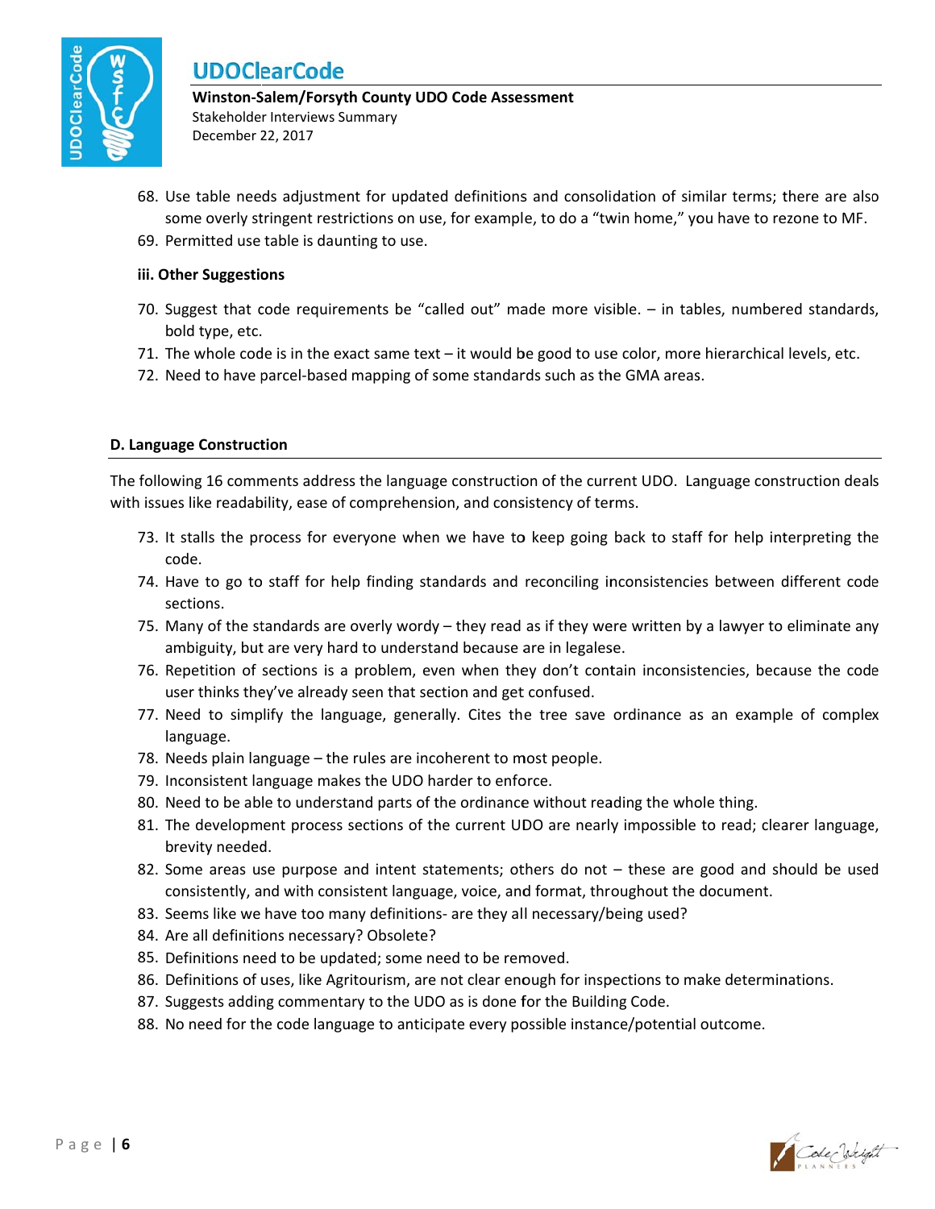68. Use table needs adjustment for updated definitions and consolidation of similar terms; there are also some overly stringent restrictions on use, for example, to do a "twin home," you have to rezone to MF.
69. Permitted use table is daunting to use.

**iii. Other Suggestions**

70. Suggest that code requirements be "called out" made more visible. – in tables, numbered standards, bold type, etc.
71. The whole code is in the exact same text – it would be good to use color, more hierarchical levels, etc.
72. Need to have parcel-based mapping of some standards such as the GMA areas.

## D. Language Construction

The following 16 comments address the language construction of the current UDO. Language construction deals with issues like readability, ease of comprehension, and consistency of terms.

73. It stalls the process for everyone when we have to keep going back to staff for help interpreting the code.
74. Have to go to staff for help finding standards and reconciling inconsistencies between different code sections.
75. Many of the standards are overly wordy – they read as if they were written by a lawyer to eliminate any ambiguity, but are very hard to understand because are in legalese.
76. Repetition of sections is a problem, even when they don't contain inconsistencies, because the code user thinks they've already seen that section and get confused.
77. Need to simplify the language, generally. Cites the tree save ordinance as an example of complex language.
78. Needs plain language – the rules are incoherent to most people.
79. Inconsistent language makes the UDO harder to enforce.
80. Need to be able to understand parts of the ordinance without reading the whole thing.
81. The development process sections of the current UDO are nearly impossible to read; clearer language, brevity needed.
82. Some areas use purpose and intent statements; others do not – these are good and should be used consistently, and with consistent language, voice, and format, throughout the document.
83. Seems like we have too many definitions- are they all necessary/being used?
84. Are all definitions necessary? Obsolete?
85. Definitions need to be updated; some need to be removed.
86. Definitions of uses, like Agritourism, are not clear enough for inspections to make determinations.
87. Suggests adding commentary to the UDO as is done for the Building Code.
88. No need for the code language to anticipate every possible instance/potential outcome.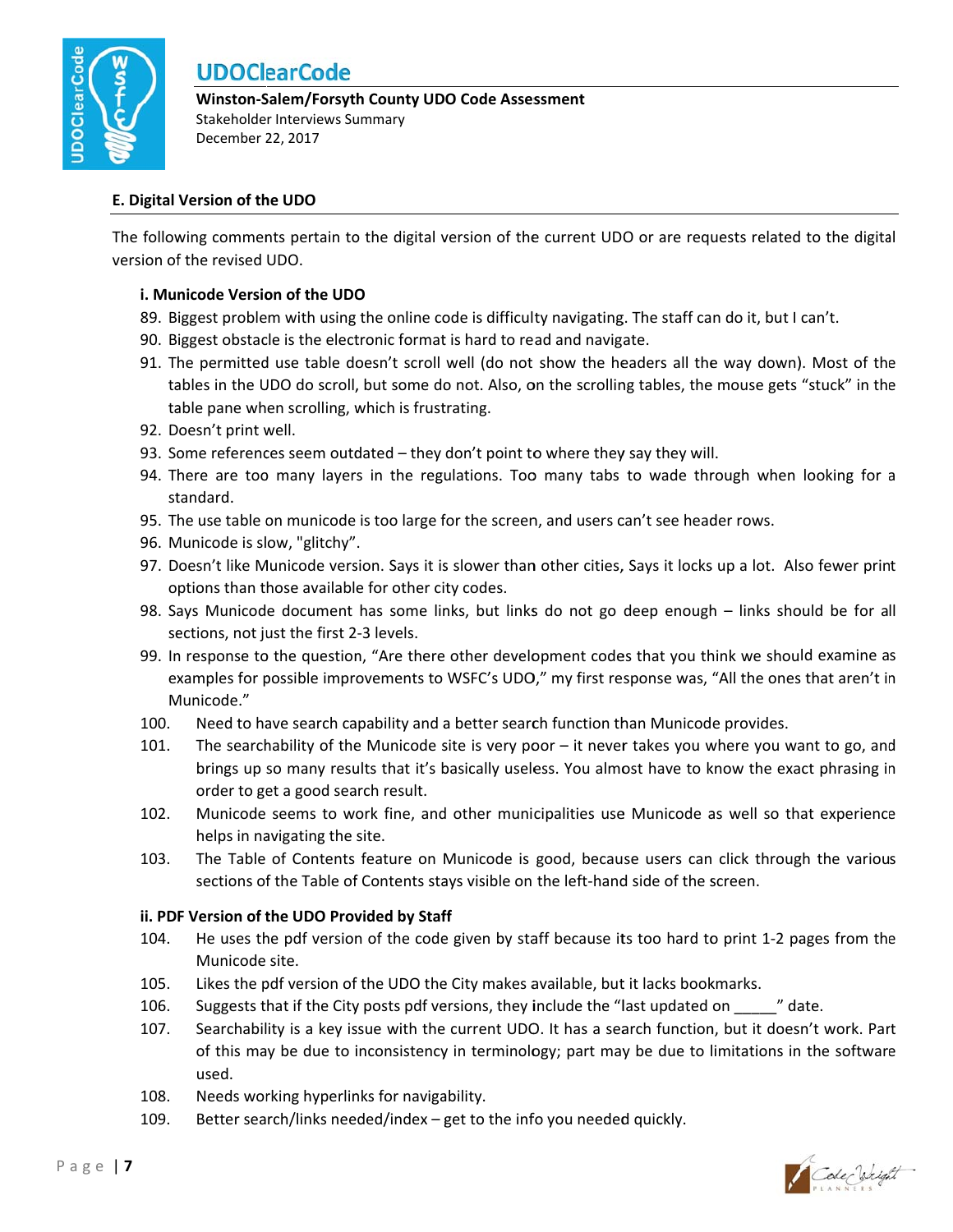### E. Digital Version of the UDO

The following comments pertain to the digital version of the current UDO or are requests related to the digital version of the revised UDO.

#### i. Municode Version of the UDO

89. Biggest problem with using the online code is difficulty navigating. The staff can do it, but I can't.
90. Biggest obstacle is the electronic format is hard to read and navigate.
91. The permitted use table doesn't scroll well (do not show the headers all the way down). Most of the tables in the UDO do scroll, but some do not. Also, on the scrolling tables, the mouse gets "stuck" in the table pane when scrolling, which is frustrating.
92. Doesn't print well.
93. Some references seem outdated – they don't point to where they say they will.
94. There are too many layers in the regulations. Too many tabs to wade through when looking for a standard.
95. The use table on municode is too large for the screen, and users can't see header rows.
96. Municode is slow, "glitchy".
97. Doesn't like Municode version. Says it is slower than other cities, Says it locks up a lot. Also fewer print options than those available for other city codes.
98. Says Municode document has some links, but links do not go deep enough – links should be for all sections, not just the first 2-3 levels.
99. In response to the question, "Are there other development codes that you think we should examine as examples for possible improvements to WSFC's UDO," my first response was, "All the ones that aren't in Municode."
100. Need to have search capability and a better search function than Municode provides.
101. The searchability of the Municode site is very poor – it never takes you where you want to go, and brings up so many results that it's basically useless. You almost have to know the exact phrasing in order to get a good search result.
102. Municode seems to work fine, and other municipalities use Municode as well so that experience helps in navigating the site.
103. The Table of Contents feature on Municode is good, because users can click through the various sections of the Table of Contents stays visible on the left-hand side of the screen.

#### ii. PDF Version of the UDO Provided by Staff

104. He uses the pdf version of the code given by staff because its too hard to print 1-2 pages from the Municode site.
105. Likes the pdf version of the UDO the City makes available, but it lacks bookmarks.
106. Suggests that if the City posts pdf versions, they include the "last updated on _____" date.
107. Searchability is a key issue with the current UDO. It has a search function, but it doesn't work. Part of this may be due to inconsistency in terminology; part may be due to limitations in the software used.
108. Needs working hyperlinks for navigability.
109. Better search/links needed/index – get to the info you needed quickly.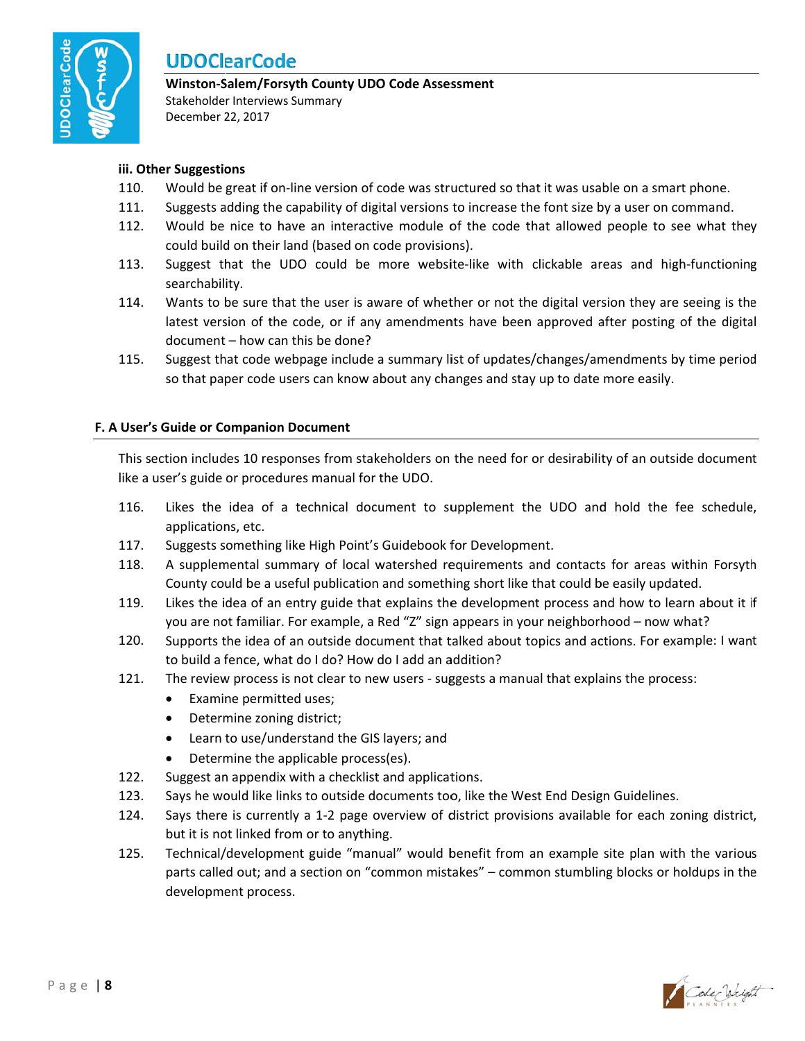#### iii. Other Suggestions

110. Would be great if on-line version of code was structured so that it was usable on a smart phone.
111. Suggests adding the capability of digital versions to increase the font size by a user on command.
112. Would be nice to have an interactive module of the code that allowed people to see what they could build on their land (based on code provisions).
113. Suggest that the UDO could be more website-like with clickable areas and high-functioning searchability.
114. Wants to be sure that the user is aware of whether or not the digital version they are seeing is the latest version of the code, or if any amendments have been approved after posting of the digital document – how can this be done?
115. Suggest that code webpage include a summary list of updates/changes/amendments by time period so that paper code users can know about any changes and stay up to date more easily.

### F. A User's Guide or Companion Document

This section includes 10 responses from stakeholders on the need for or desirability of an outside document like a user's guide or procedures manual for the UDO.

116. Likes the idea of a technical document to supplement the UDO and hold the fee schedule, applications, etc.
117. Suggests something like High Point's Guidebook for Development.
118. A supplemental summary of local watershed requirements and contacts for areas within Forsyth County could be a useful publication and something short like that could be easily updated.
119. Likes the idea of an entry guide that explains the development process and how to learn about it if you are not familiar. For example, a Red "Z" sign appears in your neighborhood – now what?
120. Supports the idea of an outside document that talked about topics and actions. For example: I want to build a fence, what do I do? How do I add an addition?
121. The review process is not clear to new users - suggests a manual that explains the process:
    - Examine permitted uses;
    - Determine zoning district;
    - Learn to use/understand the GIS layers; and
    - Determine the applicable process(es).
122. Suggest an appendix with a checklist and applications.
123. Says he would like links to outside documents too, like the West End Design Guidelines.
124. Says there is currently a 1-2 page overview of district provisions available for each zoning district, but it is not linked from or to anything.
125. Technical/development guide "manual" would benefit from an example site plan with the various parts called out; and a section on "common mistakes" – common stumbling blocks or holdups in the development process.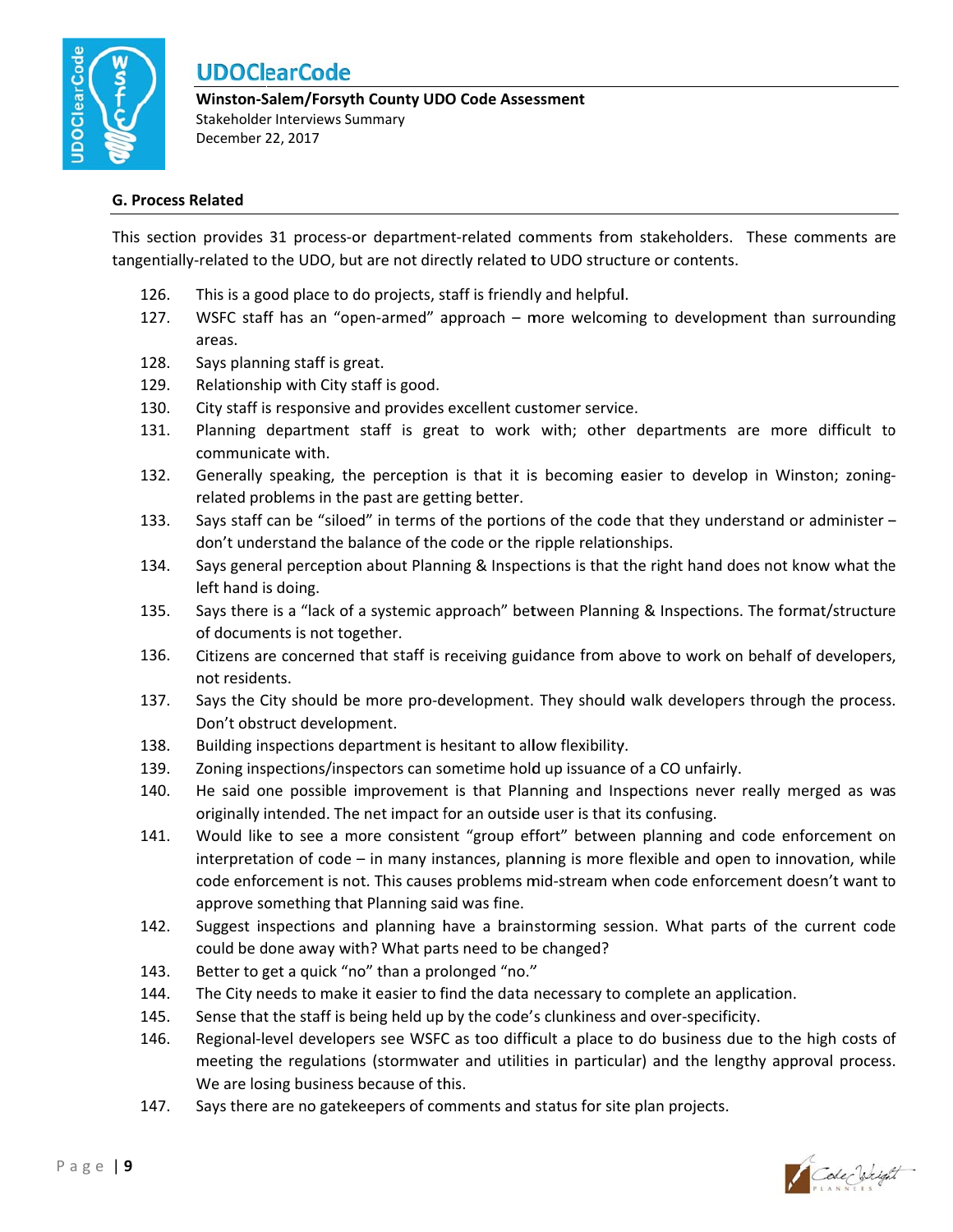## G. Process Related

This section provides 31 process-or department-related comments from stakeholders. These comments are tangentially-related to the UDO, but are not directly related to UDO structure or contents.

126. This is a good place to do projects, staff is friendly and helpful.
127. WSFC staff has an "open-armed" approach – more welcoming to development than surrounding areas.
128. Says planning staff is great.
129. Relationship with City staff is good.
130. City staff is responsive and provides excellent customer service.
131. Planning department staff is great to work with; other departments are more difficult to communicate with.
132. Generally speaking, the perception is that it is becoming easier to develop in Winston; zoning-related problems in the past are getting better.
133. Says staff can be "siloed" in terms of the portions of the code that they understand or administer – don't understand the balance of the code or the ripple relationships.
134. Says general perception about Planning & Inspections is that the right hand does not know what the left hand is doing.
135. Says there is a "lack of a systemic approach" between Planning & Inspections. The format/structure of documents is not together.
136. Citizens are concerned that staff is receiving guidance from above to work on behalf of developers, not residents.
137. Says the City should be more pro-development. They should walk developers through the process. Don't obstruct development.
138. Building inspections department is hesitant to allow flexibility.
139. Zoning inspections/inspectors can sometime hold up issuance of a CO unfairly.
140. He said one possible improvement is that Planning and Inspections never really merged as was originally intended. The net impact for an outside user is that its confusing.
141. Would like to see a more consistent "group effort" between planning and code enforcement on interpretation of code – in many instances, planning is more flexible and open to innovation, while code enforcement is not. This causes problems mid-stream when code enforcement doesn't want to approve something that Planning said was fine.
142. Suggest inspections and planning have a brainstorming session. What parts of the current code could be done away with? What parts need to be changed?
143. Better to get a quick "no" than a prolonged "no."
144. The City needs to make it easier to find the data necessary to complete an application.
145. Sense that the staff is being held up by the code's clunkiness and over-specificity.
146. Regional-level developers see WSFC as too difficult a place to do business due to the high costs of meeting the regulations (stormwater and utilities in particular) and the lengthy approval process. We are losing business because of this.
147. Says there are no gatekeepers of comments and status for site plan projects.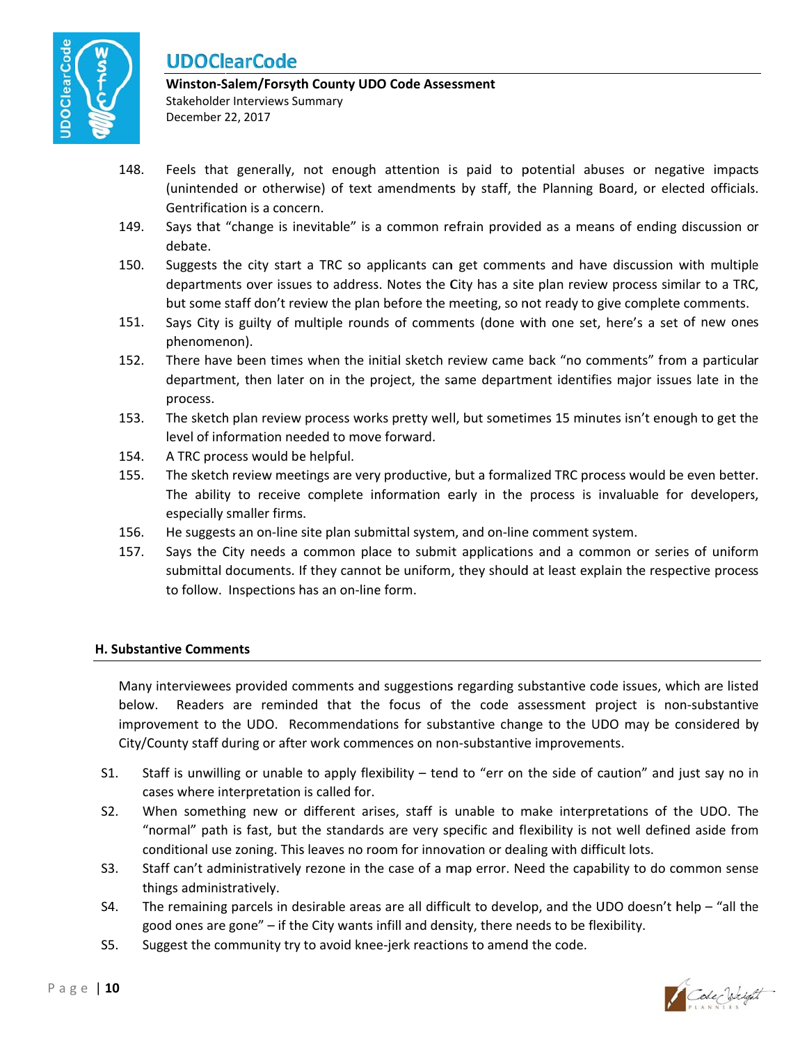148. Feels that generally, not enough attention is paid to potential abuses or negative impacts (unintended or otherwise) of text amendments by staff, the Planning Board, or elected officials. Gentrification is a concern.
149. Says that "change is inevitable" is a common refrain provided as a means of ending discussion or debate.
150. Suggests the city start a TRC so applicants can get comments and have discussion with multiple departments over issues to address. Notes the City has a site plan review process similar to a TRC, but some staff don't review the plan before the meeting, so not ready to give complete comments.
151. Says City is guilty of multiple rounds of comments (done with one set, here's a set of new ones phenomenon).
152. There have been times when the initial sketch review came back "no comments" from a particular department, then later on in the project, the same department identifies major issues late in the process.
153. The sketch plan review process works pretty well, but sometimes 15 minutes isn't enough to get the level of information needed to move forward.
154. A TRC process would be helpful.
155. The sketch review meetings are very productive, but a formalized TRC process would be even better. The ability to receive complete information early in the process is invaluable for developers, especially smaller firms.
156. He suggests an on-line site plan submittal system, and on-line comment system.
157. Says the City needs a common place to submit applications and a common or series of uniform submittal documents. If they cannot be uniform, they should at least explain the respective process to follow. Inspections has an on-line form.

## H. Substantive Comments

Many interviewees provided comments and suggestions regarding substantive code issues, which are listed below. Readers are reminded that the focus of the code assessment project is non-substantive improvement to the UDO. Recommendations for substantive change to the UDO may be considered by City/County staff during or after work commences on non-substantive improvements.

S1. Staff is unwilling or unable to apply flexibility – tend to "err on the side of caution" and just say no in cases where interpretation is called for.

S2. When something new or different arises, staff is unable to make interpretations of the UDO. The "normal" path is fast, but the standards are very specific and flexibility is not well defined aside from conditional use zoning. This leaves no room for innovation or dealing with difficult lots.

S3. Staff can't administratively rezone in the case of a map error. Need the capability to do common sense things administratively.

S4. The remaining parcels in desirable areas are all difficult to develop, and the UDO doesn't help – "all the good ones are gone" – if the City wants infill and density, there needs to be flexibility.

S5. Suggest the community try to avoid knee-jerk reactions to amend the code.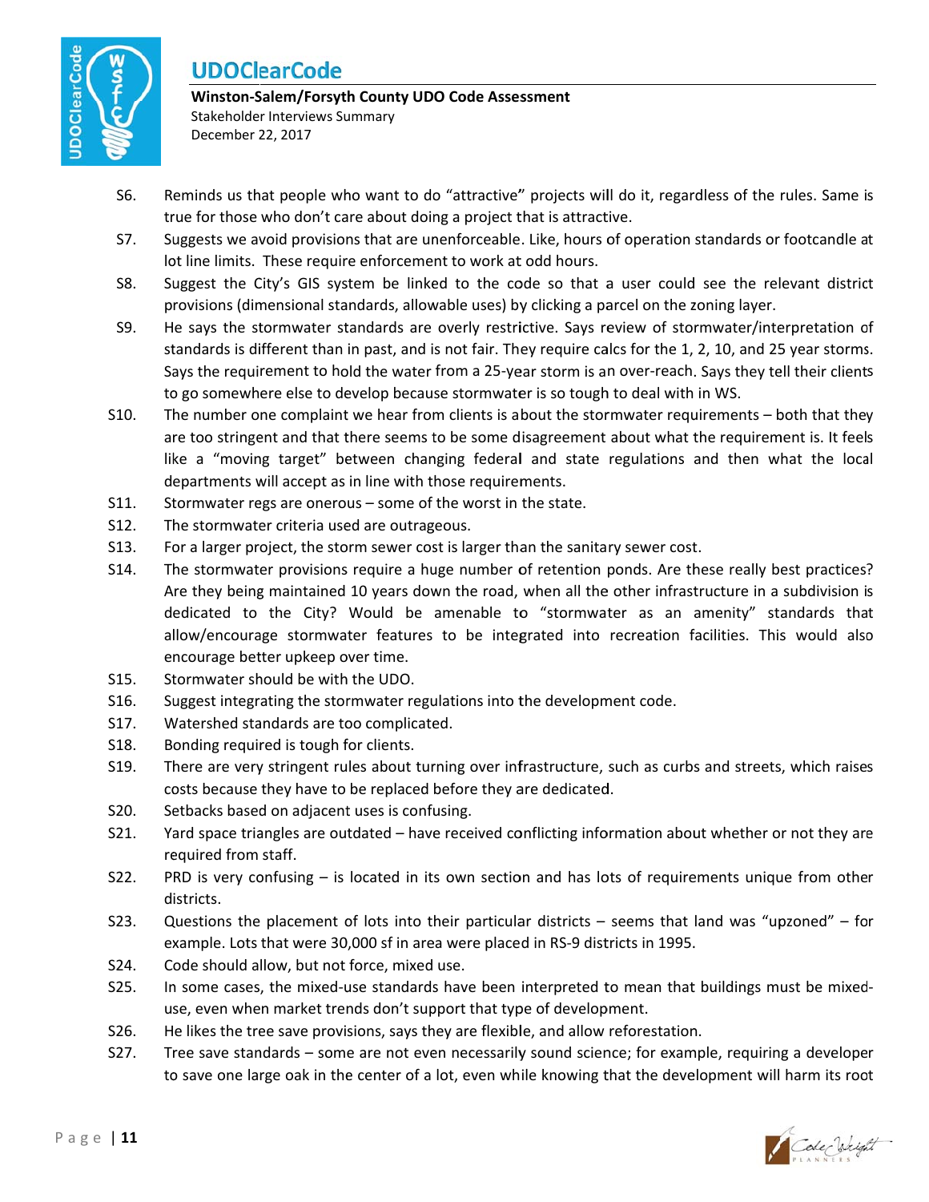S6. Reminds us that people who want to do "attractive" projects will do it, regardless of the rules. Same is true for those who don't care about doing a project that is attractive.

S7. Suggests we avoid provisions that are unenforceable. Like, hours of operation standards or footcandle at lot line limits. These require enforcement to work at odd hours.

S8. Suggest the City's GIS system be linked to the code so that a user could see the relevant district provisions (dimensional standards, allowable uses) by clicking a parcel on the zoning layer.

S9. He says the stormwater standards are overly restrictive. Says review of stormwater/interpretation of standards is different than in past, and is not fair. They require calcs for the 1, 2, 10, and 25 year storms. Says the requirement to hold the water from a 25-year storm is an over-reach. Says they tell their clients to go somewhere else to develop because stormwater is so tough to deal with in WS.

S10. The number one complaint we hear from clients is about the stormwater requirements – both that they are too stringent and that there seems to be some disagreement about what the requirement is. It feels like a "moving target" between changing federal and state regulations and then what the local departments will accept as in line with those requirements.

S11. Stormwater regs are onerous – some of the worst in the state.

S12. The stormwater criteria used are outrageous.

S13. For a larger project, the storm sewer cost is larger than the sanitary sewer cost.

S14. The stormwater provisions require a huge number of retention ponds. Are these really best practices? Are they being maintained 10 years down the road, when all the other infrastructure in a subdivision is dedicated to the City? Would be amenable to "stormwater as an amenity" standards that allow/encourage stormwater features to be integrated into recreation facilities. This would also encourage better upkeep over time.

S15. Stormwater should be with the UDO.

S16. Suggest integrating the stormwater regulations into the development code.

S17. Watershed standards are too complicated.

S18. Bonding required is tough for clients.

S19. There are very stringent rules about turning over infrastructure, such as curbs and streets, which raises costs because they have to be replaced before they are dedicated.

S20. Setbacks based on adjacent uses is confusing.

S21. Yard space triangles are outdated – have received conflicting information about whether or not they are required from staff.

S22. PRD is very confusing – is located in its own section and has lots of requirements unique from other districts.

S23. Questions the placement of lots into their particular districts – seems that land was "upzoned" – for example. Lots that were 30,000 sf in area were placed in RS-9 districts in 1995.

S24. Code should allow, but not force, mixed use.

S25. In some cases, the mixed-use standards have been interpreted to mean that buildings must be mixed-use, even when market trends don't support that type of development.

S26. He likes the tree save provisions, says they are flexible, and allow reforestation.

S27. Tree save standards – some are not even necessarily sound science; for example, requiring a developer to save one large oak in the center of a lot, even while knowing that the development will harm its root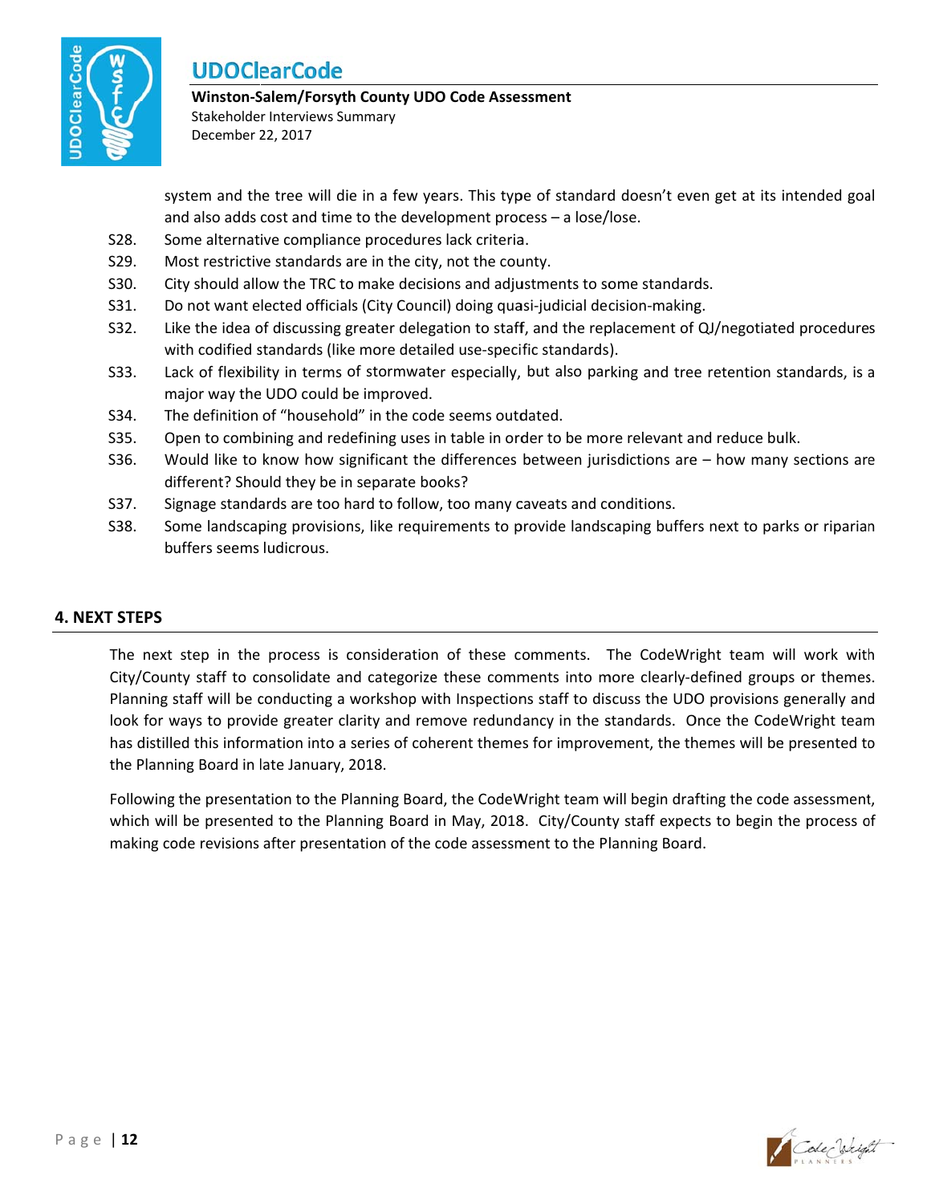system and the tree will die in a few years. This type of standard doesn't even get at its intended goal and also adds cost and time to the development process – a lose/lose.

S28. Some alternative compliance procedures lack criteria.

S29. Most restrictive standards are in the city, not the county.

S30. City should allow the TRC to make decisions and adjustments to some standards.

S31. Do not want elected officials (City Council) doing quasi-judicial decision-making.

S32. Like the idea of discussing greater delegation to staff, and the replacement of QJ/negotiated procedures with codified standards (like more detailed use-specific standards).

S33. Lack of flexibility in terms of stormwater especially, but also parking and tree retention standards, is a major way the UDO could be improved.

S34. The definition of "household" in the code seems outdated.

S35. Open to combining and redefining uses in table in order to be more relevant and reduce bulk.

S36. Would like to know how significant the differences between jurisdictions are – how many sections are different? Should they be in separate books?

S37. Signage standards are too hard to follow, too many caveats and conditions.

S38. Some landscaping provisions, like requirements to provide landscaping buffers next to parks or riparian buffers seems ludicrous.

## 4. NEXT STEPS

The next step in the process is consideration of these comments. The CodeWright team will work with City/County staff to consolidate and categorize these comments into more clearly-defined groups or themes. Planning staff will be conducting a workshop with Inspections staff to discuss the UDO provisions generally and look for ways to provide greater clarity and remove redundancy in the standards. Once the CodeWright team has distilled this information into a series of coherent themes for improvement, the themes will be presented to the Planning Board in late January, 2018.

Following the presentation to the Planning Board, the CodeWright team will begin drafting the code assessment, which will be presented to the Planning Board in May, 2018. City/County staff expects to begin the process of making code revisions after presentation of the code assessment to the Planning Board.